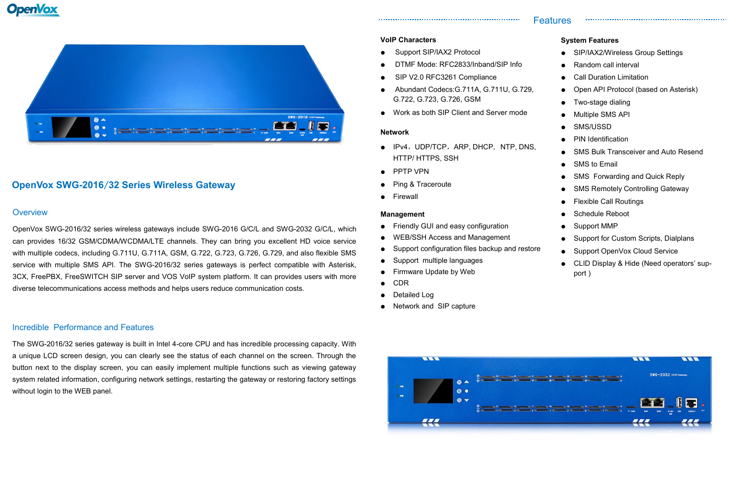# OpenVox SWG-2016/32 Series Wireless Gateway

## Overview

OpenVox SWG-2016/32 series wireless gateways include SWG-2016 G/C/L and SWG-2032 G/C/L, which can provides 16/32 GSM/CDMA/WCDMA/LTE channels. They can bring you excellent HD voice service with multiple codecs, including G.711U, G.711A, GSM, G.722, G.723, G.726, G.729, and also flexible SMS service with multiple SMS API. The SWG-2016/32 series gateways is perfect compatible with Asterisk, 3CX, FreePBX, FreeSWITCH SIP server and VOS VoIP system platform. It can provides users with more diverse telecommunications access methods and helps users reduce communication costs.

## Incredible Performance and Features

The SWG-2016/32 series gateway is built in Intel 4-core CPU and has incredible processing capacity. With a unique LCD screen design, you can clearly see the status of each channel on the screen. Through the button next to the display screen, you can easily implement multiple functions such as viewing gateway system related information, configuring network settings, restarting the gateway or restoring factory settings without login to the WEB panel.

## Features

### VoIP Characters

- Support SIP/IAX2 Protocol
- DTMF Mode: RFC2833/Inband/SIP Info
- SIP V2.0 RFC3261 Compliance
- Abundant Codecs:G.711A, G.711U, G.729, G.722, G.723, G.726, GSM
- Work as both SIP Client and Server mode

### Network

- IPv4，UDP/TCP，ARP, DHCP，NTP, DNS, HTTP/ HTTPS, SSH
- PPTP VPN
- Ping & Traceroute
- Firewall

### Management

- Friendly GUI and easy configuration
- WEB/SSH Access and Management
- Support configuration files backup and restore
- Support multiple languages
- Firmware Update by Web
- CDR
- Detailed Log
- Network and SIP capture

### System Features

- SIP/IAX2/Wireless Group Settings
- Random call interval
- Call Duration Limitation
- Open API Protocol (based on Asterisk)
- Two-stage dialing
- Multiple SMS API
- SMS/USSD
- PIN Identification
- SMS Bulk Transceiver and Auto Resend
- SMS to Email
- SMS Forwarding and Quick Reply
- SMS Remotely Controlling Gateway
- Flexible Call Routings
- Schedule Reboot
- Support MMP
- Support for Custom Scripts, Dialplans
- Support OpenVox Cloud Service
- CLID Display & Hide (Need operators' support )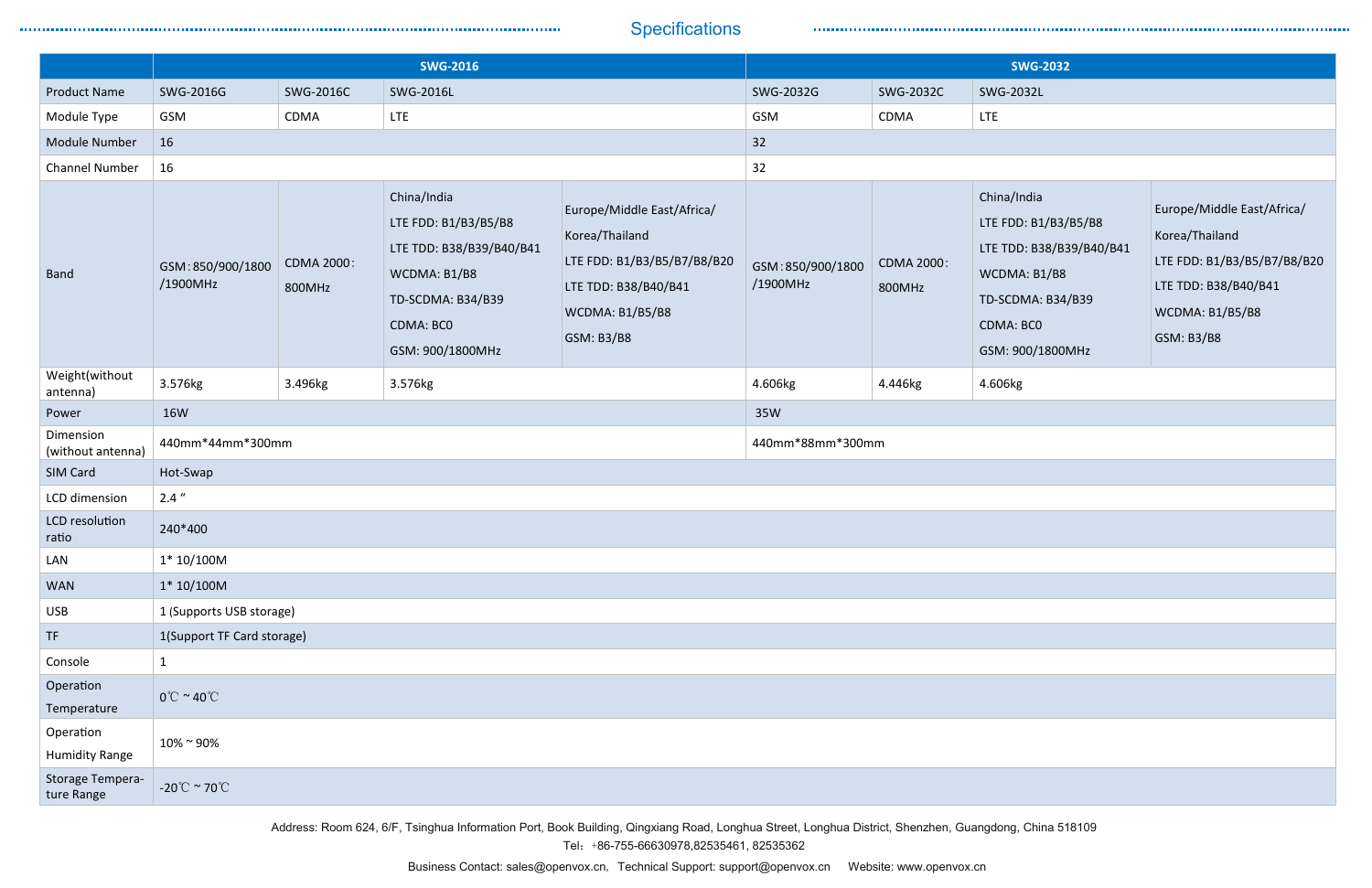## Specifications

| | SWG-2016 | | | | SWG-2032 | | | |
|---|---|---|---|---|---|---|---|---|
| Product Name | SWG-2016G | SWG-2016C | SWG-2016L | | SWG-2032G | SWG-2032C | SWG-2032L | |
| Module Type | GSM | CDMA | LTE | | GSM | CDMA | LTE | |
| Module Number | 16 | | | | 32 | | | |
| Channel Number | 16 | | | | 32 | | | |
| Band | GSM：850/900/1800 /1900MHz | CDMA 2000：800MHz | China/India<br>LTE FDD: B1/B3/B5/B8<br>LTE TDD: B38/B39/B40/B41<br>WCDMA: B1/B8<br>TD-SCDMA: B34/B39<br>CDMA: BC0<br>GSM: 900/1800MHz | Europe/Middle East/Africa/ Korea/Thailand<br>LTE FDD: B1/B3/B5/B7/B8/B20<br>LTE TDD: B38/B40/B41<br>WCDMA: B1/B5/B8<br>GSM: B3/B8 | GSM：850/900/1800 /1900MHz | CDMA 2000：800MHz | China/India<br>LTE FDD: B1/B3/B5/B8<br>LTE TDD: B38/B39/B40/B41<br>WCDMA: B1/B8<br>TD-SCDMA: B34/B39<br>CDMA: BC0<br>GSM: 900/1800MHz | Europe/Middle East/Africa/ Korea/Thailand<br>LTE FDD: B1/B3/B5/B7/B8/B20<br>LTE TDD: B38/B40/B41<br>WCDMA: B1/B5/B8<br>GSM: B3/B8 |
| Weight(without antenna) | 3.576kg | 3.496kg | 3.576kg | | 4.606kg | 4.446kg | 4.606kg | |
| Power | 16W | | | | 35W | | | |
| Dimension (without antenna) | 440mm*44mm*300mm | | | | 440mm*88mm*300mm | | | |
| SIM Card | Hot-Swap | | | | | | | |
| LCD dimension | 2.4 " | | | | | | | |
| LCD resolution ratio | 240*400 | | | | | | | |
| LAN | 1* 10/100M | | | | | | | |
| WAN | 1* 10/100M | | | | | | | |
| USB | 1 (Supports USB storage) | | | | | | | |
| TF | 1(Support TF Card storage) | | | | | | | |
| Console | 1 | | | | | | | |
| Operation Temperature | 0℃ ~ 40℃ | | | | | | | |
| Operation Humidity Range | 10% ~ 90% | | | | | | | |
| Storage Temperature Range | -20℃ ~ 70℃ | | | | | | | |

Address: Room 624, 6/F, Tsinghua Information Port, Book Building, Qingxiang Road, Longhua Street, Longhua District, Shenzhen, Guangdong, China 518109

Tel：+86-755-66630978,82535461, 82535362

Business Contact: sales@openvox.cn, Technical Support: support@openvox.cn Website: www.openvox.cn